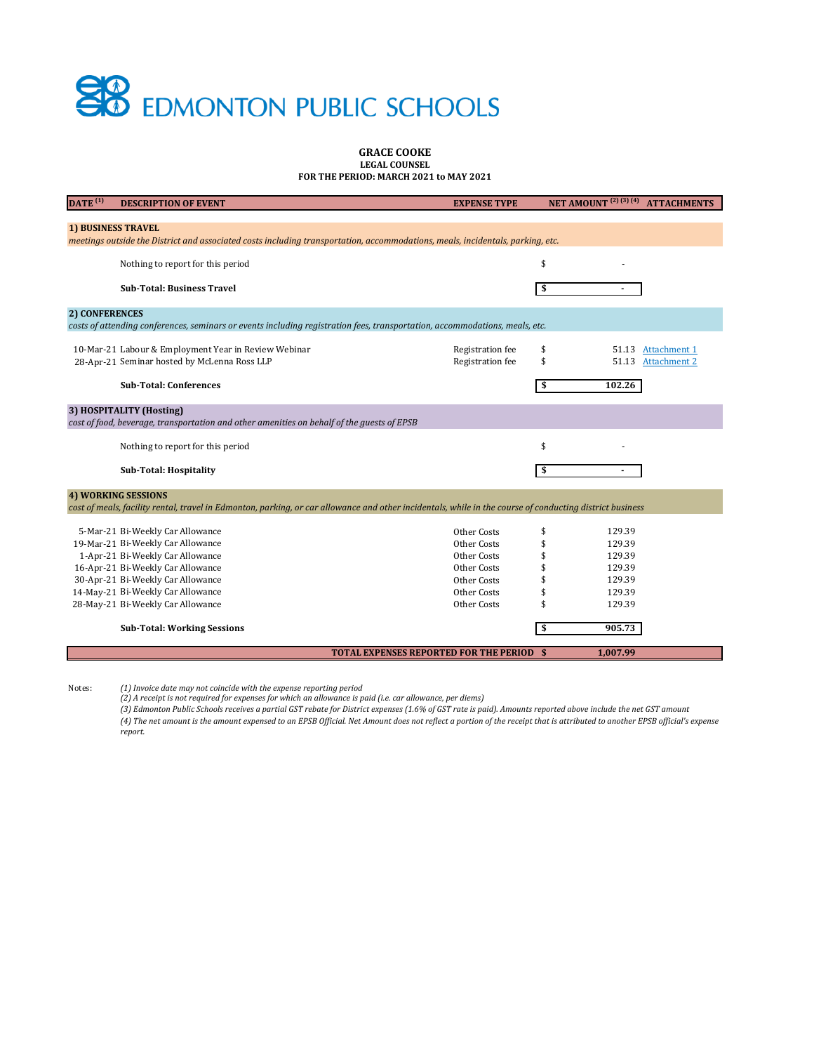# EDMONTON PUBLIC SCHOOLS

**GRACE COOKE**
**LEGAL COUNSEL**
**FOR THE PERIOD: MARCH 2021 to MAY 2021**

| DATE (1) | DESCRIPTION OF EVENT | EXPENSE TYPE | NET AMOUNT (2) (3) (4) | ATTACHMENTS |
|---|---|---|---|---|
| **1) BUSINESS TRAVEL** | | | | |
| *meetings outside the District and associated costs including transportation, accommodations, meals, incidentals, parking, etc.* | | | | |
| | Nothing to report for this period | | $ - | |
| | **Sub-Total: Business Travel** | | **$ -** | |
| **2) CONFERENCES** | | | | |
| *costs of attending conferences, seminars or events including registration fees, transportation, accommodations, meals, etc.* | | | | |
| 10-Mar-21 | Labour & Employment Year in Review Webinar | Registration fee | $ 51.13 | Attachment 1 |
| 28-Apr-21 | Seminar hosted by McLenna Ross LLP | Registration fee | $ 51.13 | Attachment 2 |
| | **Sub-Total: Conferences** | | **$ 102.26** | |
| **3) HOSPITALITY (Hosting)** | | | | |
| *cost of food, beverage, transportation and other amenities on behalf of the guests of EPSB* | | | | |
| | Nothing to report for this period | | $ - | |
| | **Sub-Total: Hospitality** | | **$ -** | |
| **4) WORKING SESSIONS** | | | | |
| *cost of meals, facility rental, travel in Edmonton, parking, or car allowance and other incidentals, while in the course of conducting district business* | | | | |
| 5-Mar-21 | Bi-Weekly Car Allowance | Other Costs | $ 129.39 | |
| 19-Mar-21 | Bi-Weekly Car Allowance | Other Costs | $ 129.39 | |
| 1-Apr-21 | Bi-Weekly Car Allowance | Other Costs | $ 129.39 | |
| 16-Apr-21 | Bi-Weekly Car Allowance | Other Costs | $ 129.39 | |
| 30-Apr-21 | Bi-Weekly Car Allowance | Other Costs | $ 129.39 | |
| 14-May-21 | Bi-Weekly Car Allowance | Other Costs | $ 129.39 | |
| 28-May-21 | Bi-Weekly Car Allowance | Other Costs | $ 129.39 | |
| | **Sub-Total: Working Sessions** | | **$ 905.73** | |
| | **TOTAL EXPENSES REPORTED FOR THE PERIOD** | | **$ 1,007.99** | |

Notes:

*(1) Invoice date may not coincide with the expense reporting period*

*(2) A receipt is not required for expenses for which an allowance is paid (i.e. car allowance, per diems)*

*(3) Edmonton Public Schools receives a partial GST rebate for District expenses (1.6% of GST rate is paid). Amounts reported above include the net GST amount*

*(4) The net amount is the amount expensed to an EPSB Official. Net Amount does not reflect a portion of the receipt that is attributed to another EPSB official's expense report.*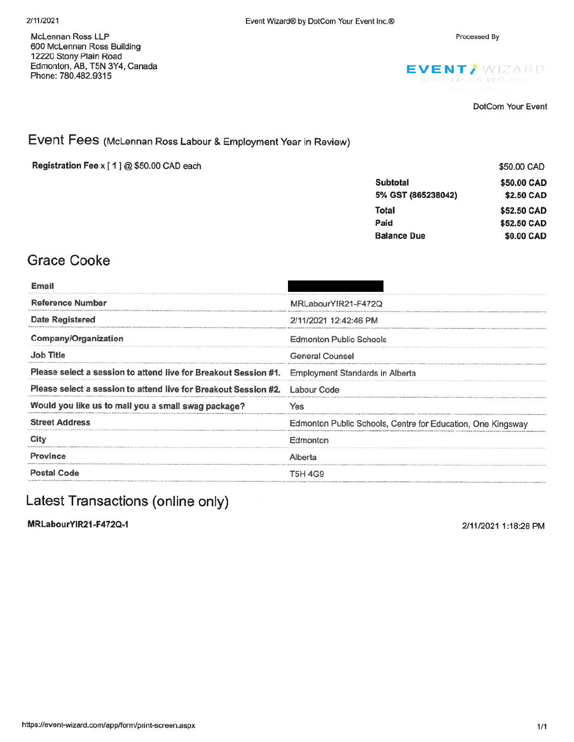McLennan Ross LLP
600 McLennan Ross Building
12220 Stony Plain Road
Edmonton, AB, T5N 3Y4, Canada
Phone: 780.482.9315

Processed By

EVENT WIZARD

DotCom Your Event

## Event Fees (McLennan Ross Labour & Employment Year in Review)

**Registration Fee** x [ 1 ] @ $50.00 CAD each — $50.00 CAD

| | |
|---|---|
| **Subtotal** | **$50.00 CAD** |
| **5% GST (865238042)** | **$2.50 CAD** |
| **Total** | **$52.50 CAD** |
| **Paid** | **$52.50 CAD** |
| **Balance Due** | **$0.00 CAD** |

## Grace Cooke

| | |
|---|---|
| **Email** | [redacted] |
| **Reference Number** | MRLabourYIR21-F472Q |
| **Date Registered** | 2/11/2021 12:42:46 PM |
| **Company/Organization** | Edmonton Public Schools |
| **Job Title** | General Counsel |
| **Please select a session to attend live for Breakout Session #1.** | Employment Standards in Alberta |
| **Please select a session to attend live for Breakout Session #2.** | Labour Code |
| **Would you like us to mail you a small swag package?** | Yes |
| **Street Address** | Edmonton Public Schools, Centre for Education, One Kingsway |
| **City** | Edmonton |
| **Province** | Alberta |
| **Postal Code** | T5H 4G9 |

## Latest Transactions (online only)

**MRLabourYIR21-F472Q-1** — 2/11/2021 1:18:28 PM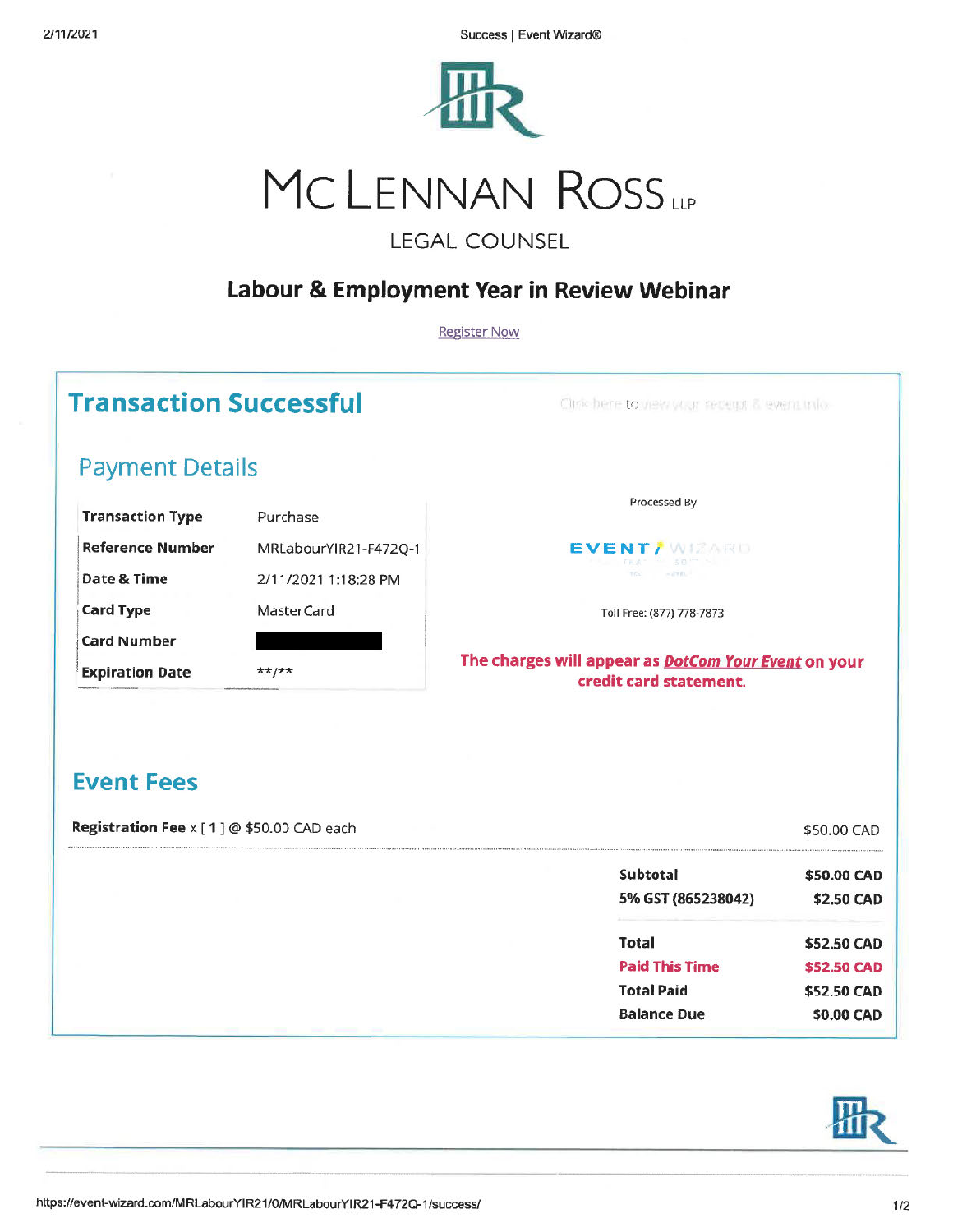# McLennan Ross LLP

LEGAL COUNSEL

## Labour & Employment Year in Review Webinar

Register Now

## Transaction Successful

Click here to view your receipt & event info

### Payment Details

| Transaction Type | Purchase |
| --- | --- |
| Reference Number | MRLabourYIR21-F472Q-1 |
| Date & Time | 2/11/2021 1:18:28 PM |
| Card Type | MasterCard |
| Card Number | |
| Expiration Date | \*\*/\*\* |

Processed By

EVENT WIZARD

Toll Free: (877) 778-7873

**The charges will appear as *DotCom Your Event* on your credit card statement.**

### Event Fees

| | |
| --- | --- |
| **Registration Fee** x [ **1** ] @ $50.00 CAD each | $50.00 CAD |
| **Subtotal** | **$50.00 CAD** |
| **5% GST (865238042)** | **$2.50 CAD** |
| **Total** | **$52.50 CAD** |
| **Paid This Time** | **$52.50 CAD** |
| **Total Paid** | **$52.50 CAD** |
| **Balance Due** | **$0.00 CAD** |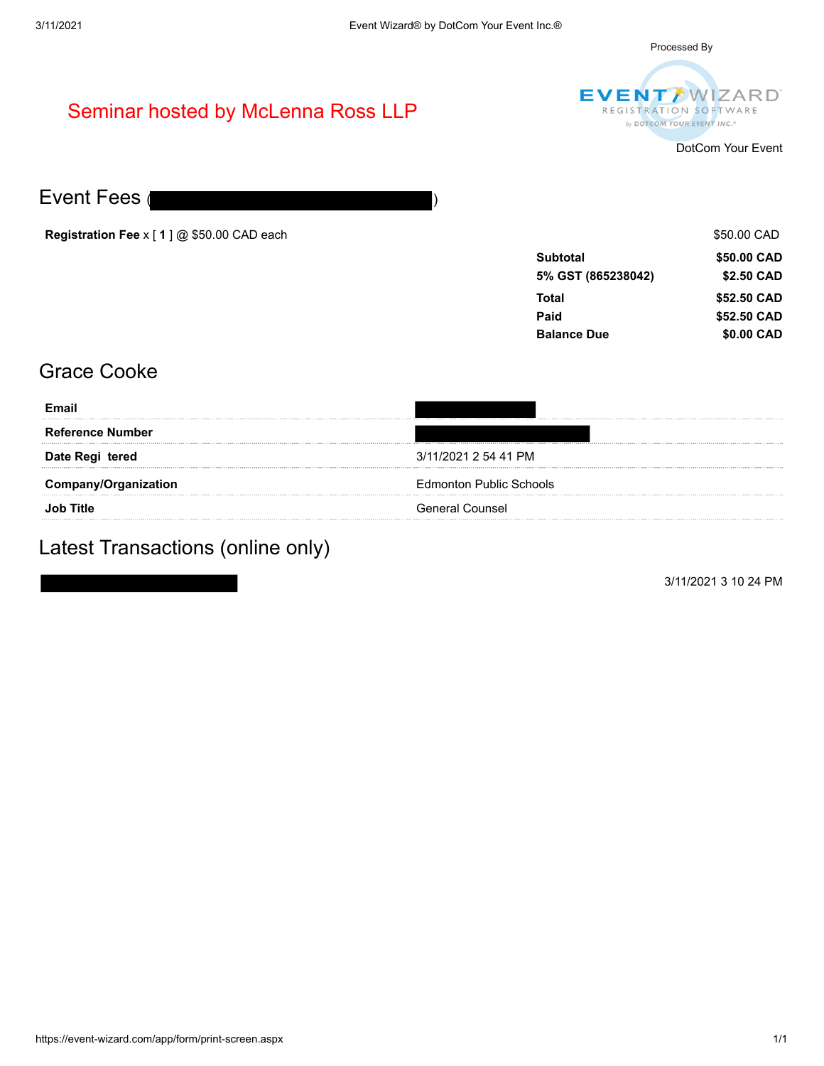Seminar hosted by McLenna Ross LLP

Processed By

EVENT WIZARD REGISTRATION SOFTWARE by DOTCOM YOUR EVENT INC.

DotCom Your Event

## Event Fees ( )

**Registration Fee** x [ **1** ] @ $50.00 CAD each — $50.00 CAD

| | |
|---|---|
| **Subtotal** | **$50.00 CAD** |
| **5% GST (865238042)** | **$2.50 CAD** |
| **Total** | **$52.50 CAD** |
| **Paid** | **$52.50 CAD** |
| **Balance Due** | **$0.00 CAD** |

## Grace Cooke

| | |
|---|---|
| **Email** | |
| **Reference Number** | |
| **Date Regi tered** | 3/11/2021 2 54 41 PM |
| **Company/Organization** | Edmonton Public Schools |
| **Job Title** | General Counsel |

## Latest Transactions (online only)

3/11/2021 3 10 24 PM